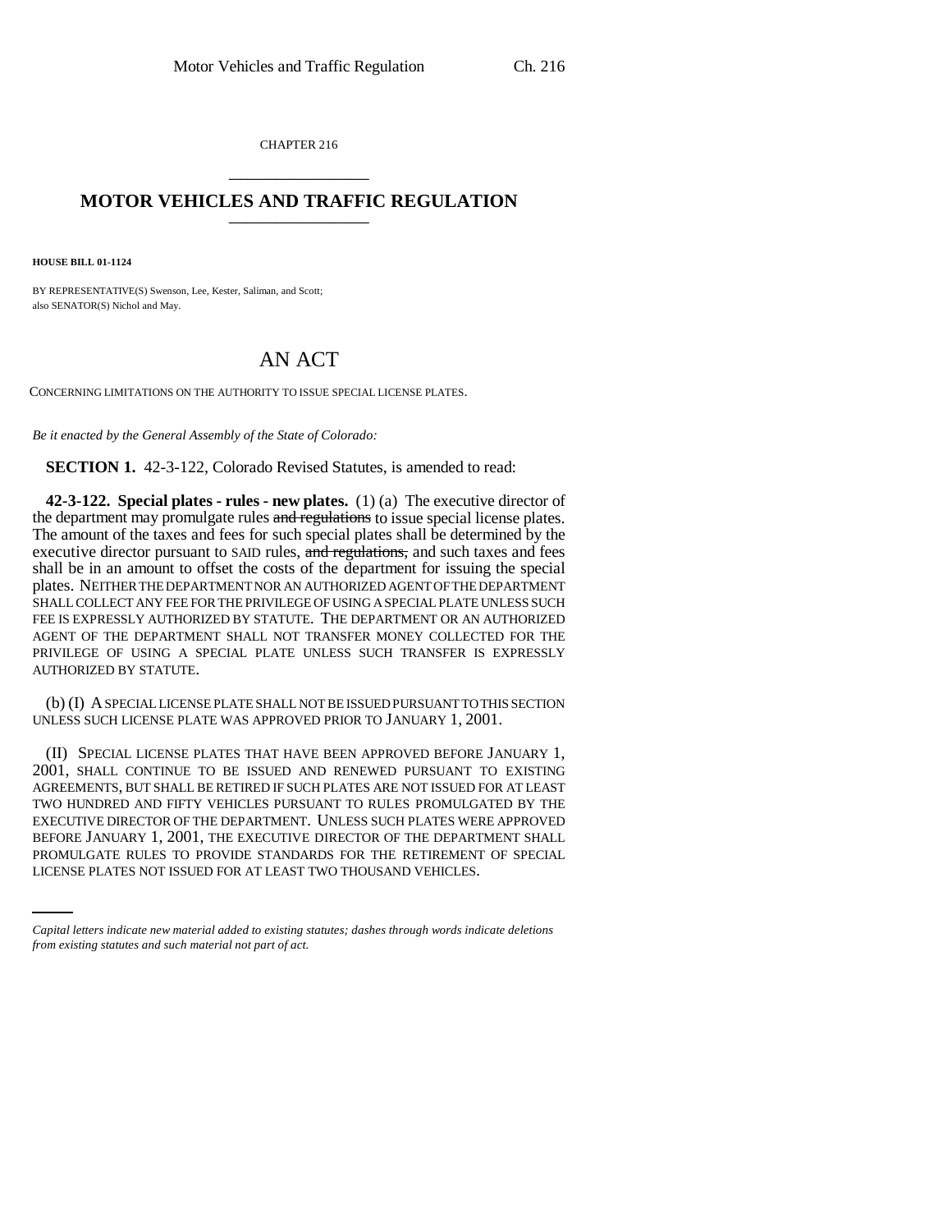CHAPTER 216

# MOTOR VEHICLES AND TRAFFIC REGULATION

**HOUSE BILL 01-1124**

BY REPRESENTATIVE(S) Swenson, Lee, Kester, Saliman, and Scott;
also SENATOR(S) Nichol and May.

# AN ACT

CONCERNING LIMITATIONS ON THE AUTHORITY TO ISSUE SPECIAL LICENSE PLATES.

*Be it enacted by the General Assembly of the State of Colorado:*

**SECTION 1.** 42-3-122, Colorado Revised Statutes, is amended to read:

**42-3-122. Special plates - rules - new plates.** (1) (a) The executive director of the department may promulgate rules ~~and regulations~~ to issue special license plates. The amount of the taxes and fees for such special plates shall be determined by the executive director pursuant to SAID rules, ~~and regulations,~~ and such taxes and fees shall be in an amount to offset the costs of the department for issuing the special plates. NEITHER THE DEPARTMENT NOR AN AUTHORIZED AGENT OF THE DEPARTMENT SHALL COLLECT ANY FEE FOR THE PRIVILEGE OF USING A SPECIAL PLATE UNLESS SUCH FEE IS EXPRESSLY AUTHORIZED BY STATUTE. THE DEPARTMENT OR AN AUTHORIZED AGENT OF THE DEPARTMENT SHALL NOT TRANSFER MONEY COLLECTED FOR THE PRIVILEGE OF USING A SPECIAL PLATE UNLESS SUCH TRANSFER IS EXPRESSLY AUTHORIZED BY STATUTE.

(b) (I) A SPECIAL LICENSE PLATE SHALL NOT BE ISSUED PURSUANT TO THIS SECTION UNLESS SUCH LICENSE PLATE WAS APPROVED PRIOR TO JANUARY 1, 2001.

(II) SPECIAL LICENSE PLATES THAT HAVE BEEN APPROVED BEFORE JANUARY 1, 2001, SHALL CONTINUE TO BE ISSUED AND RENEWED PURSUANT TO EXISTING AGREEMENTS, BUT SHALL BE RETIRED IF SUCH PLATES ARE NOT ISSUED FOR AT LEAST TWO HUNDRED AND FIFTY VEHICLES PURSUANT TO RULES PROMULGATED BY THE EXECUTIVE DIRECTOR OF THE DEPARTMENT. UNLESS SUCH PLATES WERE APPROVED BEFORE JANUARY 1, 2001, THE EXECUTIVE DIRECTOR OF THE DEPARTMENT SHALL PROMULGATE RULES TO PROVIDE STANDARDS FOR THE RETIREMENT OF SPECIAL LICENSE PLATES NOT ISSUED FOR AT LEAST TWO THOUSAND VEHICLES.

*Capital letters indicate new material added to existing statutes; dashes through words indicate deletions from existing statutes and such material not part of act.*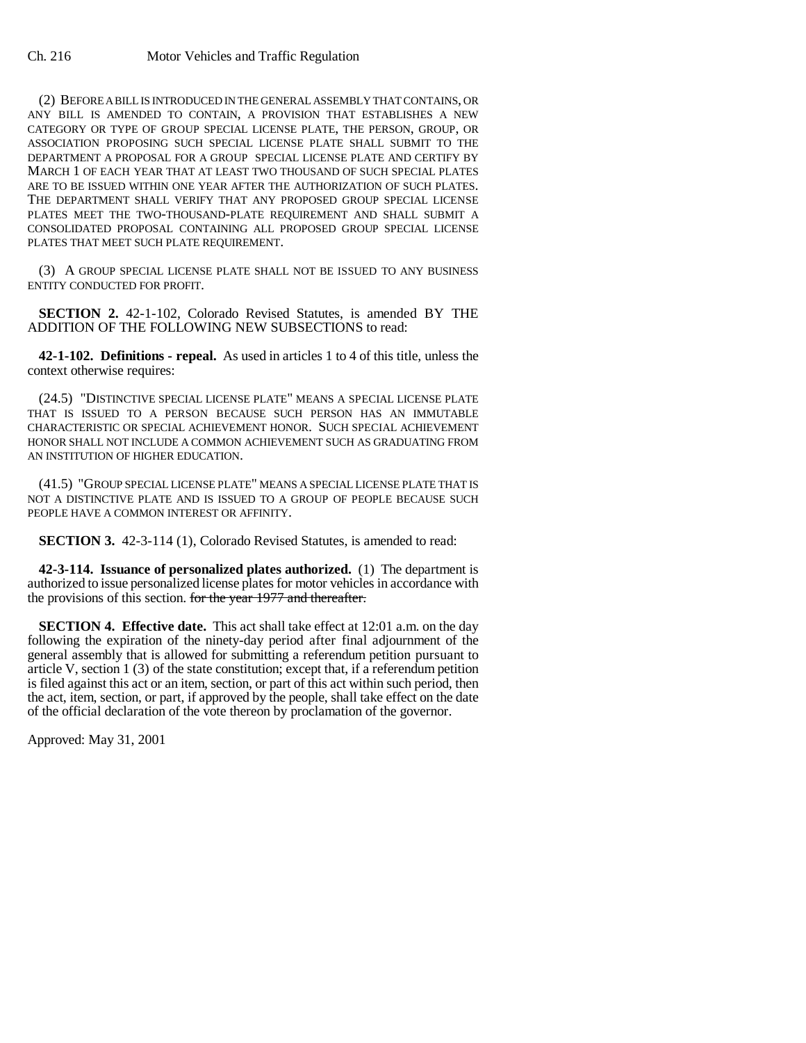(2) BEFORE A BILL IS INTRODUCED IN THE GENERAL ASSEMBLY THAT CONTAINS, OR ANY BILL IS AMENDED TO CONTAIN, A PROVISION THAT ESTABLISHES A NEW CATEGORY OR TYPE OF GROUP SPECIAL LICENSE PLATE, THE PERSON, GROUP, OR ASSOCIATION PROPOSING SUCH SPECIAL LICENSE PLATE SHALL SUBMIT TO THE DEPARTMENT A PROPOSAL FOR A GROUP SPECIAL LICENSE PLATE AND CERTIFY BY MARCH 1 OF EACH YEAR THAT AT LEAST TWO THOUSAND OF SUCH SPECIAL PLATES ARE TO BE ISSUED WITHIN ONE YEAR AFTER THE AUTHORIZATION OF SUCH PLATES. THE DEPARTMENT SHALL VERIFY THAT ANY PROPOSED GROUP SPECIAL LICENSE PLATES MEET THE TWO-THOUSAND-PLATE REQUIREMENT AND SHALL SUBMIT A CONSOLIDATED PROPOSAL CONTAINING ALL PROPOSED GROUP SPECIAL LICENSE PLATES THAT MEET SUCH PLATE REQUIREMENT.

(3) A GROUP SPECIAL LICENSE PLATE SHALL NOT BE ISSUED TO ANY BUSINESS ENTITY CONDUCTED FOR PROFIT.

**SECTION 2.** 42-1-102, Colorado Revised Statutes, is amended BY THE ADDITION OF THE FOLLOWING NEW SUBSECTIONS to read:

**42-1-102. Definitions - repeal.** As used in articles 1 to 4 of this title, unless the context otherwise requires:

(24.5) "DISTINCTIVE SPECIAL LICENSE PLATE" MEANS A SPECIAL LICENSE PLATE THAT IS ISSUED TO A PERSON BECAUSE SUCH PERSON HAS AN IMMUTABLE CHARACTERISTIC OR SPECIAL ACHIEVEMENT HONOR. SUCH SPECIAL ACHIEVEMENT HONOR SHALL NOT INCLUDE A COMMON ACHIEVEMENT SUCH AS GRADUATING FROM AN INSTITUTION OF HIGHER EDUCATION.

(41.5) "GROUP SPECIAL LICENSE PLATE" MEANS A SPECIAL LICENSE PLATE THAT IS NOT A DISTINCTIVE PLATE AND IS ISSUED TO A GROUP OF PEOPLE BECAUSE SUCH PEOPLE HAVE A COMMON INTEREST OR AFFINITY.

**SECTION 3.** 42-3-114 (1), Colorado Revised Statutes, is amended to read:

**42-3-114. Issuance of personalized plates authorized.** (1) The department is authorized to issue personalized license plates for motor vehicles in accordance with the provisions of this section. ~~for the year 1977 and thereafter.~~

**SECTION 4. Effective date.** This act shall take effect at 12:01 a.m. on the day following the expiration of the ninety-day period after final adjournment of the general assembly that is allowed for submitting a referendum petition pursuant to article V, section 1 (3) of the state constitution; except that, if a referendum petition is filed against this act or an item, section, or part of this act within such period, then the act, item, section, or part, if approved by the people, shall take effect on the date of the official declaration of the vote thereon by proclamation of the governor.

Approved: May 31, 2001